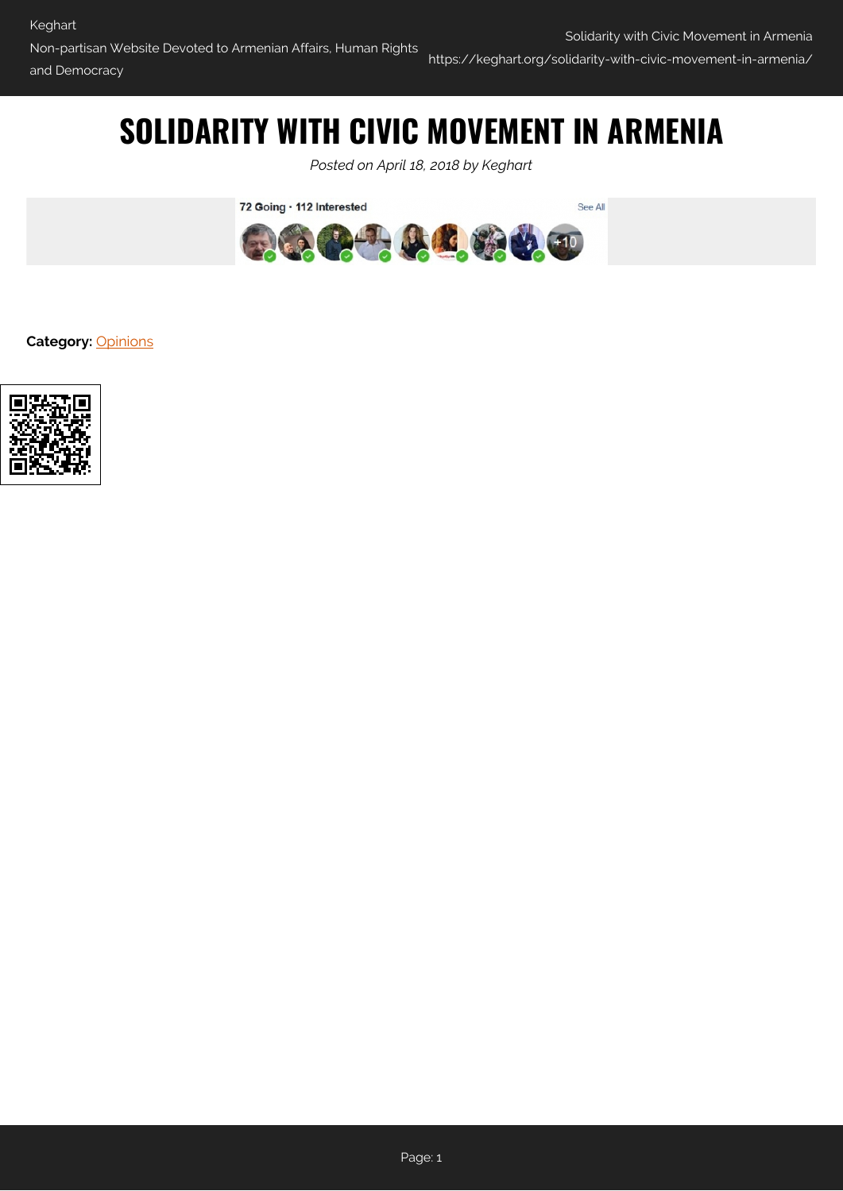# SOLIDARITY WITH CIVIC MOVEMENT IN ARMENIA

*Posted on April 18, 2018 by Keghart*

72 Going · 112 Interested See All

+10

**Category:** Opinions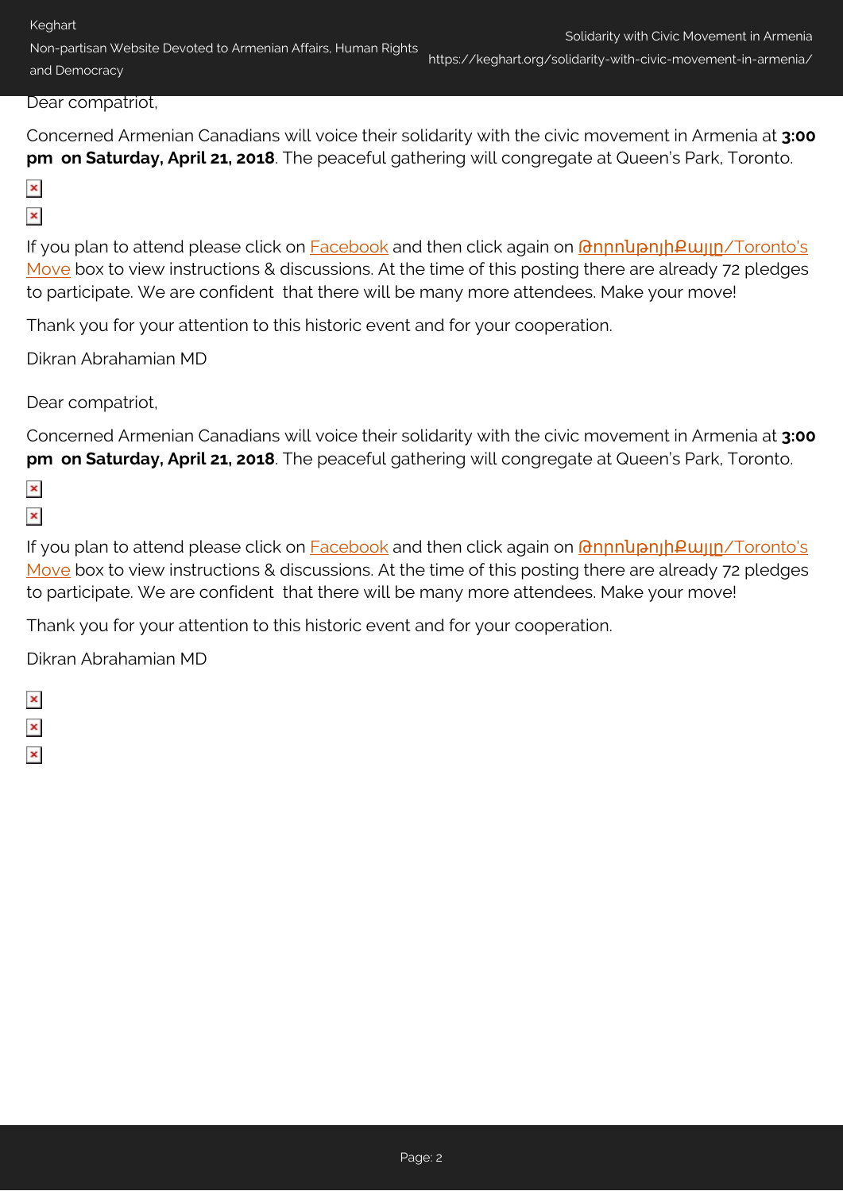Dear compatriot,

Concerned Armenian Canadians will voice their solidarity with the civic movement in Armenia at **3:00 pm on Saturday, April 21, 2018**. The peaceful gathering will congregate at Queen's Park, Toronto.

If you plan to attend please click on Facebook and then click again on Թորոնթոյի Քայլը/Toronto's Move box to view instructions & discussions. At the time of this posting there are already 72 pledges to participate. We are confident that there will be many more attendees. Make your move!

Thank you for your attention to this historic event and for your cooperation.

Dikran Abrahamian MD

Dear compatriot,

Concerned Armenian Canadians will voice their solidarity with the civic movement in Armenia at **3:00 pm on Saturday, April 21, 2018**. The peaceful gathering will congregate at Queen's Park, Toronto.

If you plan to attend please click on Facebook and then click again on Թորոնթոյի Քայլը/Toronto's Move box to view instructions & discussions. At the time of this posting there are already 72 pledges to participate. We are confident that there will be many more attendees. Make your move!

Thank you for your attention to this historic event and for your cooperation.

Dikran Abrahamian MD